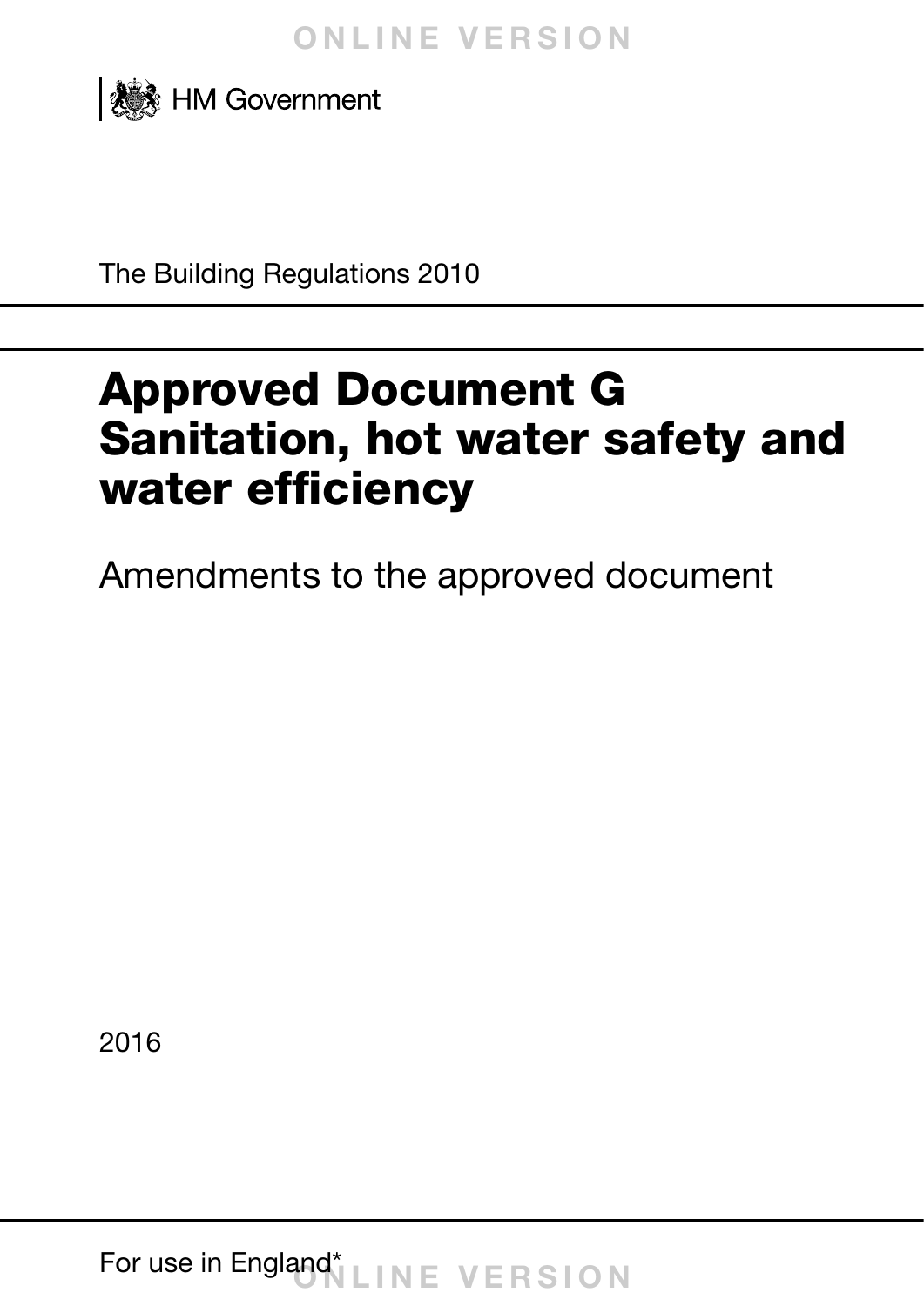HM Government

The Building Regulations 2010

# Approved Document G
# Sanitation, hot water safety and water efficiency

Amendments to the approved document

2016

For use in England*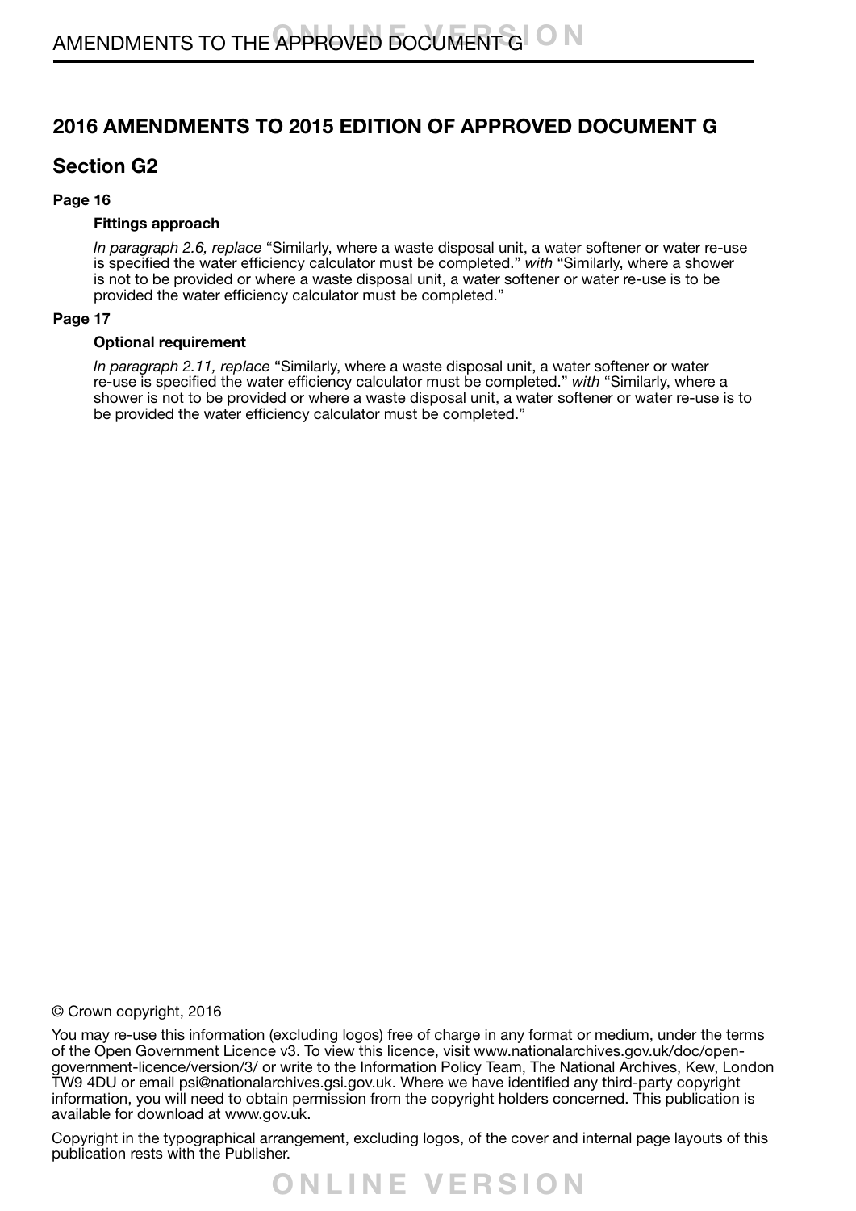## 2016 AMENDMENTS TO 2015 EDITION OF APPROVED DOCUMENT G

### Section G2

**Page 16**

**Fittings approach**

*In paragraph 2.6, replace* "Similarly, where a waste disposal unit, a water softener or water re-use is specified the water efficiency calculator must be completed." *with* "Similarly, where a shower is not to be provided or where a waste disposal unit, a water softener or water re-use is to be provided the water efficiency calculator must be completed."

**Page 17**

**Optional requirement**

*In paragraph 2.11, replace* "Similarly, where a waste disposal unit, a water softener or water re-use is specified the water efficiency calculator must be completed." *with* "Similarly, where a shower is not to be provided or where a waste disposal unit, a water softener or water re-use is to be provided the water efficiency calculator must be completed."

© Crown copyright, 2016

You may re-use this information (excluding logos) free of charge in any format or medium, under the terms of the Open Government Licence v3. To view this licence, visit www.nationalarchives.gov.uk/doc/open-government-licence/version/3/ or write to the Information Policy Team, The National Archives, Kew, London TW9 4DU or email psi@nationalarchives.gsi.gov.uk. Where we have identified any third-party copyright information, you will need to obtain permission from the copyright holders concerned. This publication is available for download at www.gov.uk.

Copyright in the typographical arrangement, excluding logos, of the cover and internal page layouts of this publication rests with the Publisher.